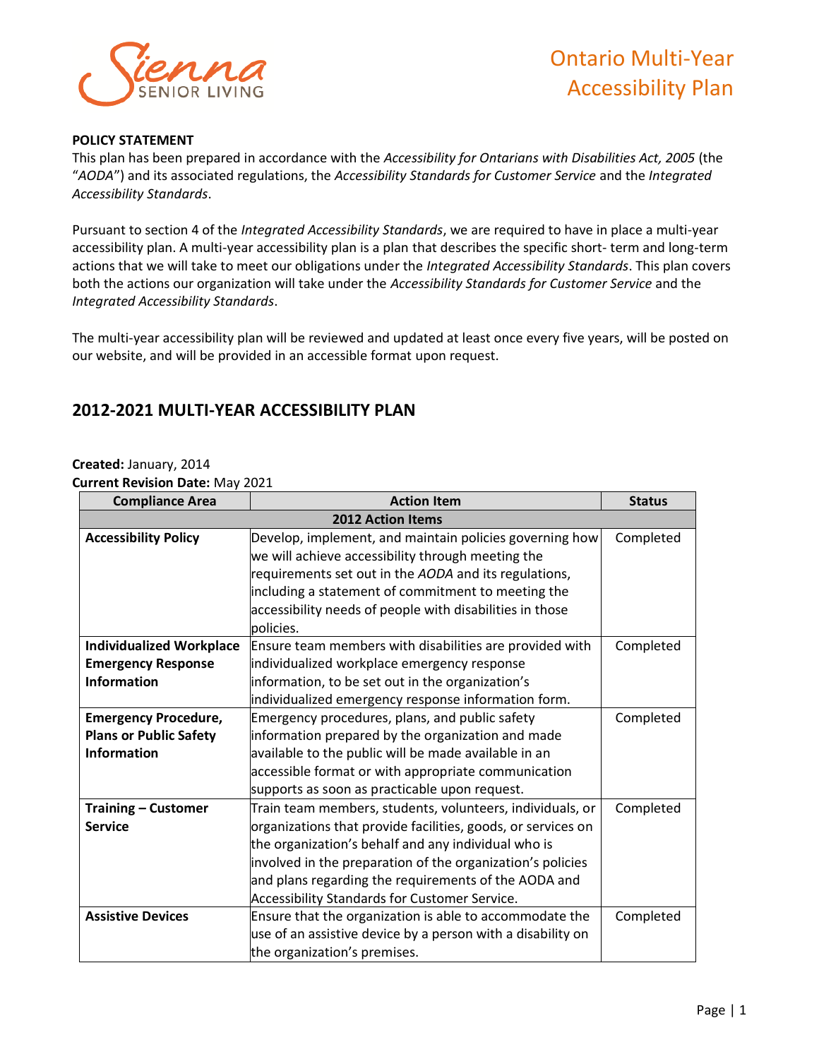# Ontario Multi-Year Accessibility Plan

**POLICY STATEMENT**

This plan has been prepared in accordance with the *Accessibility for Ontarians with Disabilities Act, 2005* (the "*AODA*") and its associated regulations, the *Accessibility Standards for Customer Service* and the *Integrated Accessibility Standards*.

Pursuant to section 4 of the *Integrated Accessibility Standards*, we are required to have in place a multi-year accessibility plan. A multi-year accessibility plan is a plan that describes the specific short- term and long-term actions that we will take to meet our obligations under the *Integrated Accessibility Standards*. This plan covers both the actions our organization will take under the *Accessibility Standards for Customer Service* and the *Integrated Accessibility Standards*.

The multi-year accessibility plan will be reviewed and updated at least once every five years, will be posted on our website, and will be provided in an accessible format upon request.

## 2012-2021 MULTI-YEAR ACCESSIBILITY PLAN

**Created:** January, 2014
**Current Revision Date:** May 2021

| Compliance Area | Action Item | Status |
|---|---|---|
| **2012 Action Items** | | |
| **Accessibility Policy** | Develop, implement, and maintain policies governing how we will achieve accessibility through meeting the requirements set out in the *AODA* and its regulations, including a statement of commitment to meeting the accessibility needs of people with disabilities in those policies. | Completed |
| **Individualized Workplace Emergency Response Information** | Ensure team members with disabilities are provided with individualized workplace emergency response information, to be set out in the organization's individualized emergency response information form. | Completed |
| **Emergency Procedure, Plans or Public Safety Information** | Emergency procedures, plans, and public safety information prepared by the organization and made available to the public will be made available in an accessible format or with appropriate communication supports as soon as practicable upon request. | Completed |
| **Training – Customer Service** | Train team members, students, volunteers, individuals, or organizations that provide facilities, goods, or services on the organization's behalf and any individual who is involved in the preparation of the organization's policies and plans regarding the requirements of the AODA and Accessibility Standards for Customer Service. | Completed |
| **Assistive Devices** | Ensure that the organization is able to accommodate the use of an assistive device by a person with a disability on the organization's premises. | Completed |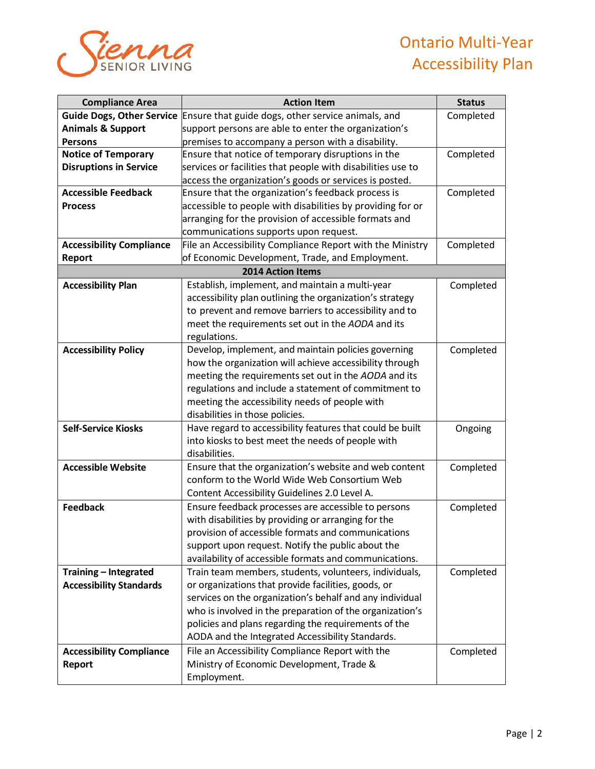| Compliance Area | Action Item | Status |
| --- | --- | --- |
| **Guide Dogs, Other Service Animals & Support Persons** | Ensure that guide dogs, other service animals, and support persons are able to enter the organization's premises to accompany a person with a disability. | Completed |
| **Notice of Temporary Disruptions in Service** | Ensure that notice of temporary disruptions in the services or facilities that people with disabilities use to access the organization's goods or services is posted. | Completed |
| **Accessible Feedback Process** | Ensure that the organization's feedback process is accessible to people with disabilities by providing for or arranging for the provision of accessible formats and communications supports upon request. | Completed |
| **Accessibility Compliance Report** | File an Accessibility Compliance Report with the Ministry of Economic Development, Trade, and Employment. | Completed |
| **2014 Action Items** | | |
| **Accessibility Plan** | Establish, implement, and maintain a multi-year accessibility plan outlining the organization's strategy to prevent and remove barriers to accessibility and to meet the requirements set out in the *AODA* and its regulations. | Completed |
| **Accessibility Policy** | Develop, implement, and maintain policies governing how the organization will achieve accessibility through meeting the requirements set out in the *AODA* and its regulations and include a statement of commitment to meeting the accessibility needs of people with disabilities in those policies. | Completed |
| **Self-Service Kiosks** | Have regard to accessibility features that could be built into kiosks to best meet the needs of people with disabilities. | Ongoing |
| **Accessible Website** | Ensure that the organization's website and web content conform to the World Wide Web Consortium Web Content Accessibility Guidelines 2.0 Level A. | Completed |
| **Feedback** | Ensure feedback processes are accessible to persons with disabilities by providing or arranging for the provision of accessible formats and communications support upon request. Notify the public about the availability of accessible formats and communications. | Completed |
| **Training – Integrated Accessibility Standards** | Train team members, students, volunteers, individuals, or organizations that provide facilities, goods, or services on the organization's behalf and any individual who is involved in the preparation of the organization's policies and plans regarding the requirements of the AODA and the Integrated Accessibility Standards. | Completed |
| **Accessibility Compliance Report** | File an Accessibility Compliance Report with the Ministry of Economic Development, Trade & Employment. | Completed |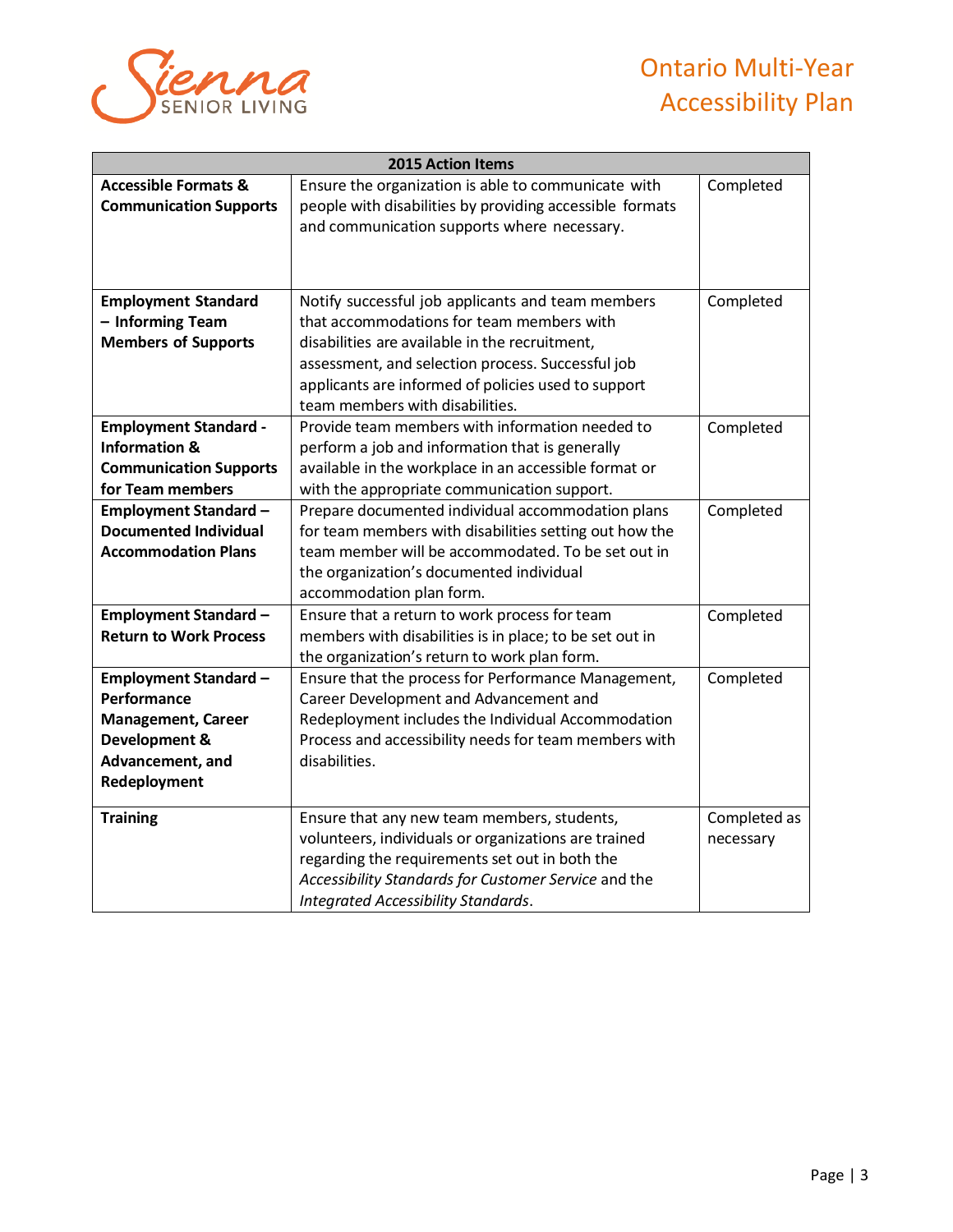| 2015 Action Items | | |
|---|---|---|
| **Accessible Formats & Communication Supports** | Ensure the organization is able to communicate with people with disabilities by providing accessible formats and communication supports where necessary. | Completed |
| **Employment Standard – Informing Team Members of Supports** | Notify successful job applicants and team members that accommodations for team members with disabilities are available in the recruitment, assessment, and selection process. Successful job applicants are informed of policies used to support team members with disabilities. | Completed |
| **Employment Standard - Information & Communication Supports for Team members** | Provide team members with information needed to perform a job and information that is generally available in the workplace in an accessible format or with the appropriate communication support. | Completed |
| **Employment Standard – Documented Individual Accommodation Plans** | Prepare documented individual accommodation plans for team members with disabilities setting out how the team member will be accommodated. To be set out in the organization's documented individual accommodation plan form. | Completed |
| **Employment Standard – Return to Work Process** | Ensure that a return to work process for team members with disabilities is in place; to be set out in the organization's return to work plan form. | Completed |
| **Employment Standard – Performance Management, Career Development & Advancement, and Redeployment** | Ensure that the process for Performance Management, Career Development and Advancement and Redeployment includes the Individual Accommodation Process and accessibility needs for team members with disabilities. | Completed |
| **Training** | Ensure that any new team members, students, volunteers, individuals or organizations are trained regarding the requirements set out in both the *Accessibility Standards for Customer Service* and the *Integrated Accessibility Standards*. | Completed as necessary |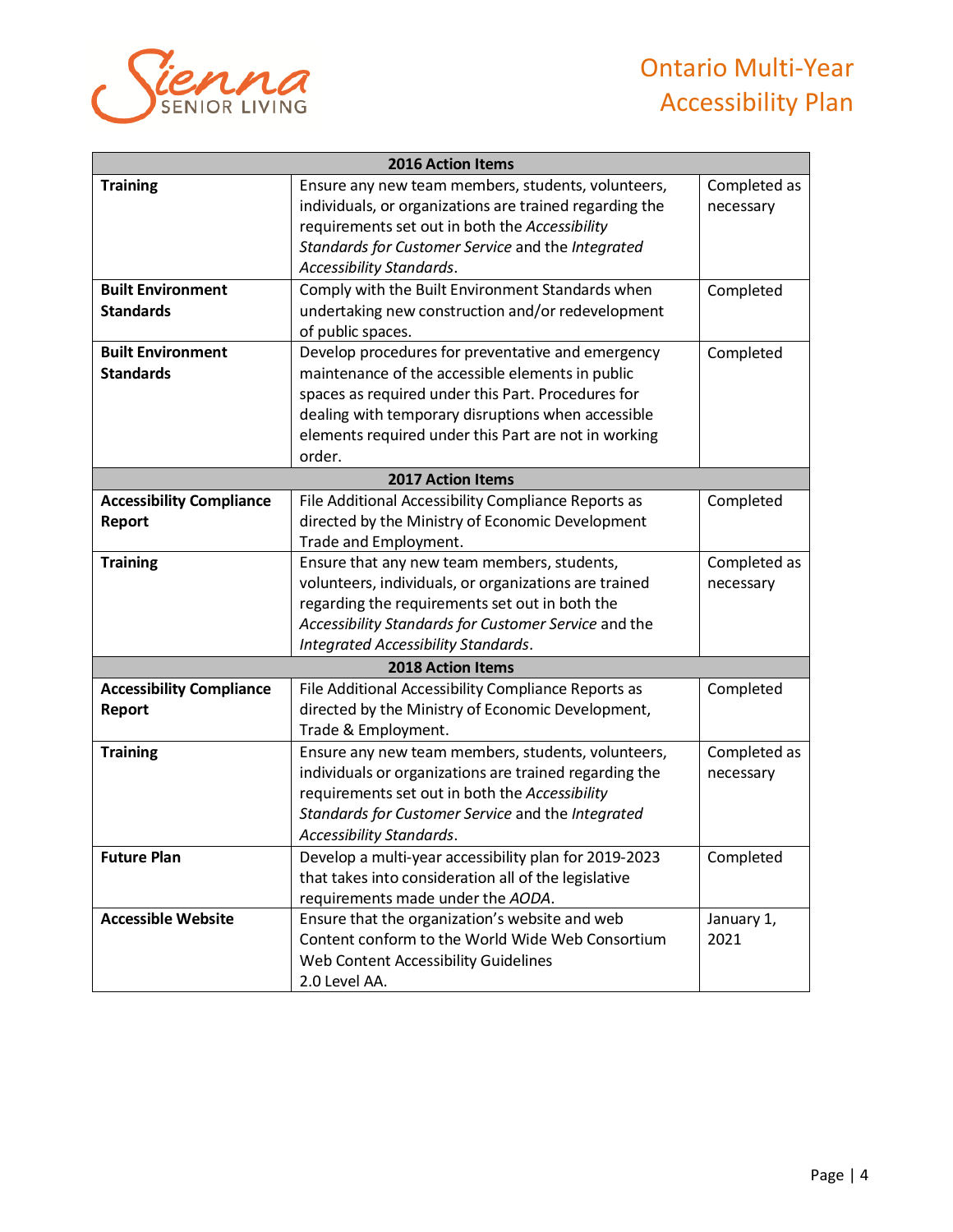| 2016 Action Items | | |
|---|---|---|
| **Training** | Ensure any new team members, students, volunteers, individuals, or organizations are trained regarding the requirements set out in both the *Accessibility Standards for Customer Service* and the *Integrated Accessibility Standards*. | Completed as necessary |
| **Built Environment Standards** | Comply with the Built Environment Standards when undertaking new construction and/or redevelopment of public spaces. | Completed |
| **Built Environment Standards** | Develop procedures for preventative and emergency maintenance of the accessible elements in public spaces as required under this Part. Procedures for dealing with temporary disruptions when accessible elements required under this Part are not in working order. | Completed |
| **2017 Action Items** | | |
| **Accessibility Compliance Report** | File Additional Accessibility Compliance Reports as directed by the Ministry of Economic Development Trade and Employment. | Completed |
| **Training** | Ensure that any new team members, students, volunteers, individuals, or organizations are trained regarding the requirements set out in both the *Accessibility Standards for Customer Service* and the *Integrated Accessibility Standards*. | Completed as necessary |
| **2018 Action Items** | | |
| **Accessibility Compliance Report** | File Additional Accessibility Compliance Reports as directed by the Ministry of Economic Development, Trade & Employment. | Completed |
| **Training** | Ensure any new team members, students, volunteers, individuals or organizations are trained regarding the requirements set out in both the *Accessibility Standards for Customer Service* and the *Integrated Accessibility Standards*. | Completed as necessary |
| **Future Plan** | Develop a multi-year accessibility plan for 2019-2023 that takes into consideration all of the legislative requirements made under the *AODA*. | Completed |
| **Accessible Website** | Ensure that the organization's website and web Content conform to the World Wide Web Consortium Web Content Accessibility Guidelines 2.0 Level AA. | January 1, 2021 |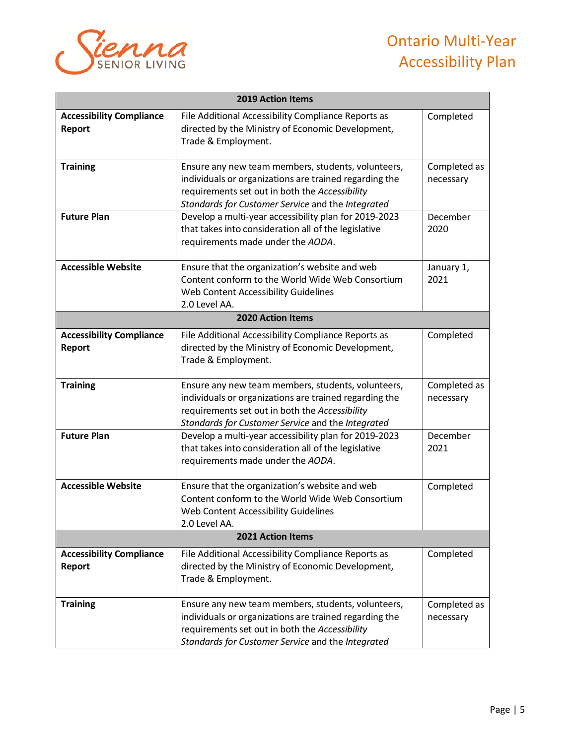| 2019 Action Items | | |
|---|---|---|
| **Accessibility Compliance Report** | File Additional Accessibility Compliance Reports as directed by the Ministry of Economic Development, Trade & Employment. | Completed |
| **Training** | Ensure any new team members, students, volunteers, individuals or organizations are trained regarding the requirements set out in both the *Accessibility Standards for Customer Service* and the *Integrated* | Completed as necessary |
| **Future Plan** | Develop a multi-year accessibility plan for 2019-2023 that takes into consideration all of the legislative requirements made under the *AODA*. | December 2020 |
| **Accessible Website** | Ensure that the organization's website and web Content conform to the World Wide Web Consortium Web Content Accessibility Guidelines 2.0 Level AA. | January 1, 2021 |
| **2020 Action Items** | | |
| **Accessibility Compliance Report** | File Additional Accessibility Compliance Reports as directed by the Ministry of Economic Development, Trade & Employment. | Completed |
| **Training** | Ensure any new team members, students, volunteers, individuals or organizations are trained regarding the requirements set out in both the *Accessibility Standards for Customer Service* and the *Integrated* | Completed as necessary |
| **Future Plan** | Develop a multi-year accessibility plan for 2019-2023 that takes into consideration all of the legislative requirements made under the *AODA*. | December 2021 |
| **Accessible Website** | Ensure that the organization's website and web Content conform to the World Wide Web Consortium Web Content Accessibility Guidelines 2.0 Level AA. | Completed |
| **2021 Action Items** | | |
| **Accessibility Compliance Report** | File Additional Accessibility Compliance Reports as directed by the Ministry of Economic Development, Trade & Employment. | Completed |
| **Training** | Ensure any new team members, students, volunteers, individuals or organizations are trained regarding the requirements set out in both the *Accessibility Standards for Customer Service* and the *Integrated* | Completed as necessary |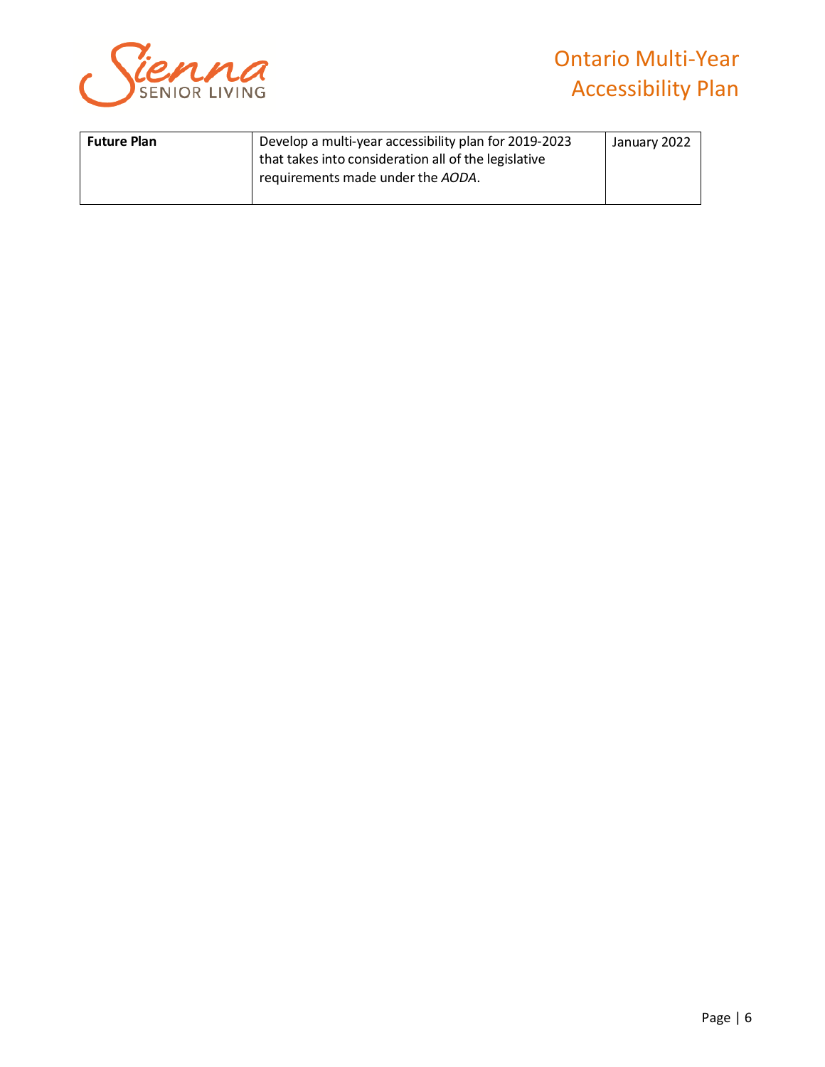| | | |
|---|---|---|
| **Future Plan** | Develop a multi-year accessibility plan for 2019-2023 that takes into consideration all of the legislative requirements made under the *AODA*. | January 2022 |